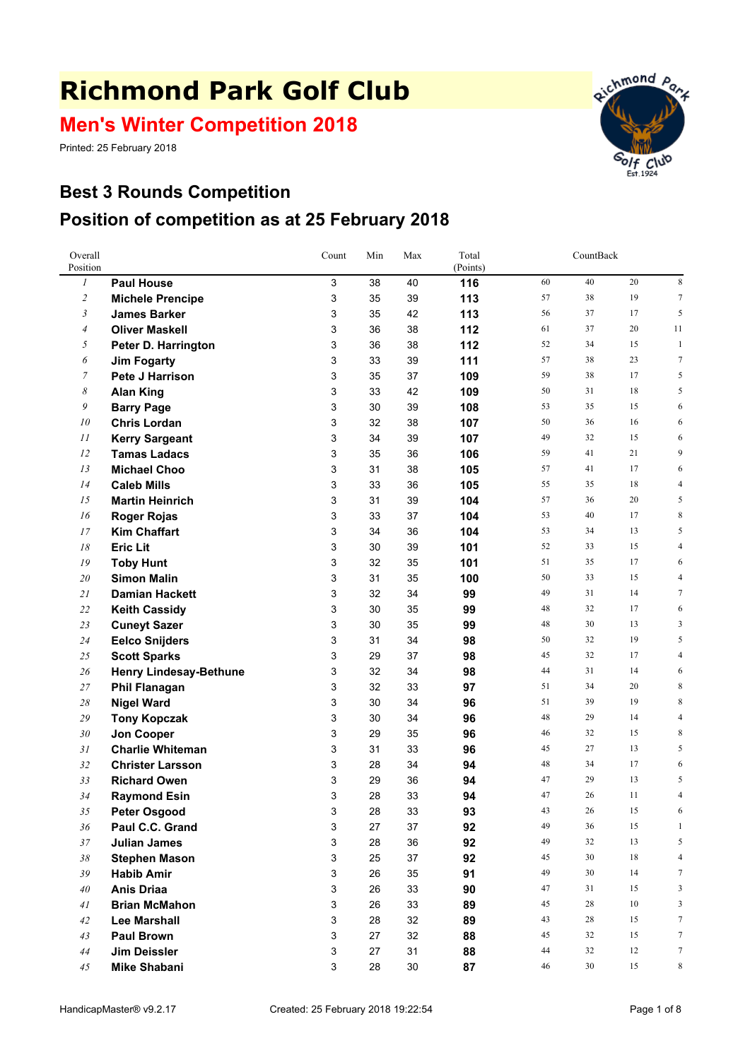# Richmond Park Golf Club

## Men's Winter Competition 2018

Printed: 25 February 2018

## Best 3 Rounds Competition

## Position of competition as at 25 February 2018

| Overall Position | | Count | Min | Max | Total (Points) | CountBack | | | |
|---|---|---|---|---|---|---|---|---|---|
| 1 | **Paul House** | 3 | 38 | 40 | **116** | 60 | 40 | 20 | 8 |
| 2 | **Michele Prencipe** | 3 | 35 | 39 | **113** | 57 | 38 | 19 | 7 |
| 3 | **James Barker** | 3 | 35 | 42 | **113** | 56 | 37 | 17 | 5 |
| 4 | **Oliver Maskell** | 3 | 36 | 38 | **112** | 61 | 37 | 20 | 11 |
| 5 | **Peter D. Harrington** | 3 | 36 | 38 | **112** | 52 | 34 | 15 | 1 |
| 6 | **Jim Fogarty** | 3 | 33 | 39 | **111** | 57 | 38 | 23 | 7 |
| 7 | **Pete J Harrison** | 3 | 35 | 37 | **109** | 59 | 38 | 17 | 5 |
| 8 | **Alan King** | 3 | 33 | 42 | **109** | 50 | 31 | 18 | 5 |
| 9 | **Barry Page** | 3 | 30 | 39 | **108** | 53 | 35 | 15 | 6 |
| 10 | **Chris Lordan** | 3 | 32 | 38 | **107** | 50 | 36 | 16 | 6 |
| 11 | **Kerry Sargeant** | 3 | 34 | 39 | **107** | 49 | 32 | 15 | 6 |
| 12 | **Tamas Ladacs** | 3 | 35 | 36 | **106** | 59 | 41 | 21 | 9 |
| 13 | **Michael Choo** | 3 | 31 | 38 | **105** | 57 | 41 | 17 | 6 |
| 14 | **Caleb Mills** | 3 | 33 | 36 | **105** | 55 | 35 | 18 | 4 |
| 15 | **Martin Heinrich** | 3 | 31 | 39 | **104** | 57 | 36 | 20 | 5 |
| 16 | **Roger Rojas** | 3 | 33 | 37 | **104** | 53 | 40 | 17 | 8 |
| 17 | **Kim Chaffart** | 3 | 34 | 36 | **104** | 53 | 34 | 13 | 5 |
| 18 | **Eric Lit** | 3 | 30 | 39 | **101** | 52 | 33 | 15 | 4 |
| 19 | **Toby Hunt** | 3 | 32 | 35 | **101** | 51 | 35 | 17 | 6 |
| 20 | **Simon Malin** | 3 | 31 | 35 | **100** | 50 | 33 | 15 | 4 |
| 21 | **Damian Hackett** | 3 | 32 | 34 | **99** | 49 | 31 | 14 | 7 |
| 22 | **Keith Cassidy** | 3 | 30 | 35 | **99** | 48 | 32 | 17 | 6 |
| 23 | **Cuneyt Sazer** | 3 | 30 | 35 | **99** | 48 | 30 | 13 | 3 |
| 24 | **Eelco Snijders** | 3 | 31 | 34 | **98** | 50 | 32 | 19 | 5 |
| 25 | **Scott Sparks** | 3 | 29 | 37 | **98** | 45 | 32 | 17 | 4 |
| 26 | **Henry Lindesay-Bethune** | 3 | 32 | 34 | **98** | 44 | 31 | 14 | 6 |
| 27 | **Phil Flanagan** | 3 | 32 | 33 | **97** | 51 | 34 | 20 | 8 |
| 28 | **Nigel Ward** | 3 | 30 | 34 | **96** | 51 | 39 | 19 | 8 |
| 29 | **Tony Kopczak** | 3 | 30 | 34 | **96** | 48 | 29 | 14 | 4 |
| 30 | **Jon Cooper** | 3 | 29 | 35 | **96** | 46 | 32 | 15 | 8 |
| 31 | **Charlie Whiteman** | 3 | 31 | 33 | **96** | 45 | 27 | 13 | 5 |
| 32 | **Christer Larsson** | 3 | 28 | 34 | **94** | 48 | 34 | 17 | 6 |
| 33 | **Richard Owen** | 3 | 29 | 36 | **94** | 47 | 29 | 13 | 5 |
| 34 | **Raymond Esin** | 3 | 28 | 33 | **94** | 47 | 26 | 11 | 4 |
| 35 | **Peter Osgood** | 3 | 28 | 33 | **93** | 43 | 26 | 15 | 6 |
| 36 | **Paul C.C. Grand** | 3 | 27 | 37 | **92** | 49 | 36 | 15 | 1 |
| 37 | **Julian James** | 3 | 28 | 36 | **92** | 49 | 32 | 13 | 5 |
| 38 | **Stephen Mason** | 3 | 25 | 37 | **92** | 45 | 30 | 18 | 4 |
| 39 | **Habib Amir** | 3 | 26 | 35 | **91** | 49 | 30 | 14 | 7 |
| 40 | **Anis Driaa** | 3 | 26 | 33 | **90** | 47 | 31 | 15 | 3 |
| 41 | **Brian McMahon** | 3 | 26 | 33 | **89** | 45 | 28 | 10 | 3 |
| 42 | **Lee Marshall** | 3 | 28 | 32 | **89** | 43 | 28 | 15 | 7 |
| 43 | **Paul Brown** | 3 | 27 | 32 | **88** | 45 | 32 | 15 | 7 |
| 44 | **Jim Deissler** | 3 | 27 | 31 | **88** | 44 | 32 | 12 | 7 |
| 45 | **Mike Shabani** | 3 | 28 | 30 | **87** | 46 | 30 | 15 | 8 |

HandicapMaster® v9.2.17 Created: 25 February 2018 19:22:54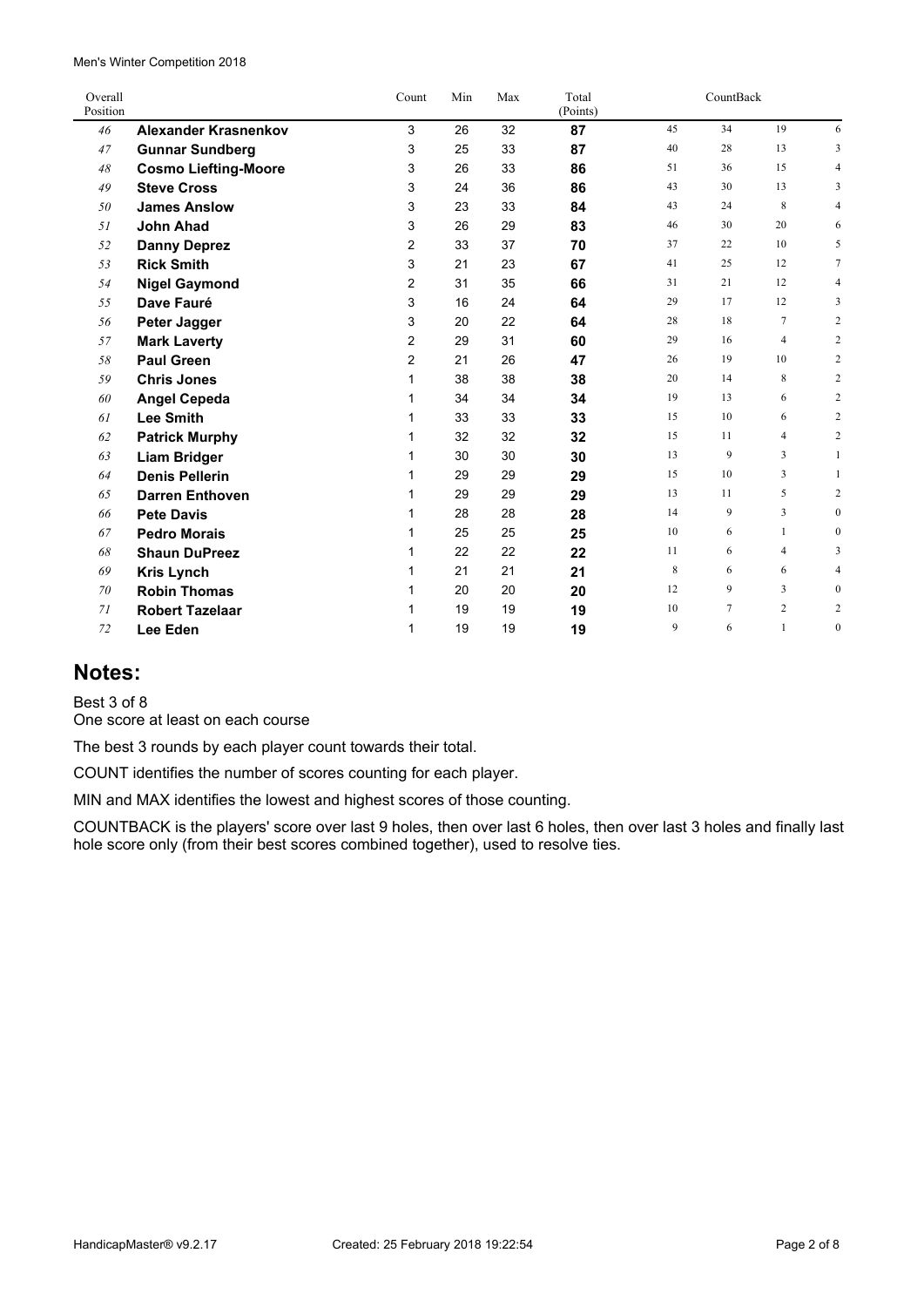Men's Winter Competition 2018

| Overall Position | | Count | Min | Max | Total (Points) | CountBack | | | |
|---|---|---|---|---|---|---|---|---|---|
| *46* | **Alexander Krasnenkov** | 3 | 26 | 32 | **87** | 45 | 34 | 19 | 6 |
| *47* | **Gunnar Sundberg** | 3 | 25 | 33 | **87** | 40 | 28 | 13 | 3 |
| *48* | **Cosmo Liefting-Moore** | 3 | 26 | 33 | **86** | 51 | 36 | 15 | 4 |
| *49* | **Steve Cross** | 3 | 24 | 36 | **86** | 43 | 30 | 13 | 3 |
| *50* | **James Anslow** | 3 | 23 | 33 | **84** | 43 | 24 | 8 | 4 |
| *51* | **John Ahad** | 3 | 26 | 29 | **83** | 46 | 30 | 20 | 6 |
| *52* | **Danny Deprez** | 2 | 33 | 37 | **70** | 37 | 22 | 10 | 5 |
| *53* | **Rick Smith** | 3 | 21 | 23 | **67** | 41 | 25 | 12 | 7 |
| *54* | **Nigel Gaymond** | 2 | 31 | 35 | **66** | 31 | 21 | 12 | 4 |
| *55* | **Dave Fauré** | 3 | 16 | 24 | **64** | 29 | 17 | 12 | 3 |
| *56* | **Peter Jagger** | 3 | 20 | 22 | **64** | 28 | 18 | 7 | 2 |
| *57* | **Mark Laverty** | 2 | 29 | 31 | **60** | 29 | 16 | 4 | 2 |
| *58* | **Paul Green** | 2 | 21 | 26 | **47** | 26 | 19 | 10 | 2 |
| *59* | **Chris Jones** | 1 | 38 | 38 | **38** | 20 | 14 | 8 | 2 |
| *60* | **Angel Cepeda** | 1 | 34 | 34 | **34** | 19 | 13 | 6 | 2 |
| *61* | **Lee Smith** | 1 | 33 | 33 | **33** | 15 | 10 | 6 | 2 |
| *62* | **Patrick Murphy** | 1 | 32 | 32 | **32** | 15 | 11 | 4 | 2 |
| *63* | **Liam Bridger** | 1 | 30 | 30 | **30** | 13 | 9 | 3 | 1 |
| *64* | **Denis Pellerin** | 1 | 29 | 29 | **29** | 15 | 10 | 3 | 1 |
| *65* | **Darren Enthoven** | 1 | 29 | 29 | **29** | 13 | 11 | 5 | 2 |
| *66* | **Pete Davis** | 1 | 28 | 28 | **28** | 14 | 9 | 3 | 0 |
| *67* | **Pedro Morais** | 1 | 25 | 25 | **25** | 10 | 6 | 1 | 0 |
| *68* | **Shaun DuPreez** | 1 | 22 | 22 | **22** | 11 | 6 | 4 | 3 |
| *69* | **Kris Lynch** | 1 | 21 | 21 | **21** | 8 | 6 | 6 | 4 |
| *70* | **Robin Thomas** | 1 | 20 | 20 | **20** | 12 | 9 | 3 | 0 |
| *71* | **Robert Tazelaar** | 1 | 19 | 19 | **19** | 10 | 7 | 2 | 2 |
| *72* | **Lee Eden** | 1 | 19 | 19 | **19** | 9 | 6 | 1 | 0 |

## Notes:

Best 3 of 8
One score at least on each course

The best 3 rounds by each player count towards their total.

COUNT identifies the number of scores counting for each player.

MIN and MAX identifies the lowest and highest scores of those counting.

COUNTBACK is the players' score over last 9 holes, then over last 6 holes, then over last 3 holes and finally last hole score only (from their best scores combined together), used to resolve ties.

HandicapMaster® v9.2.17 Created: 25 February 2018 19:22:54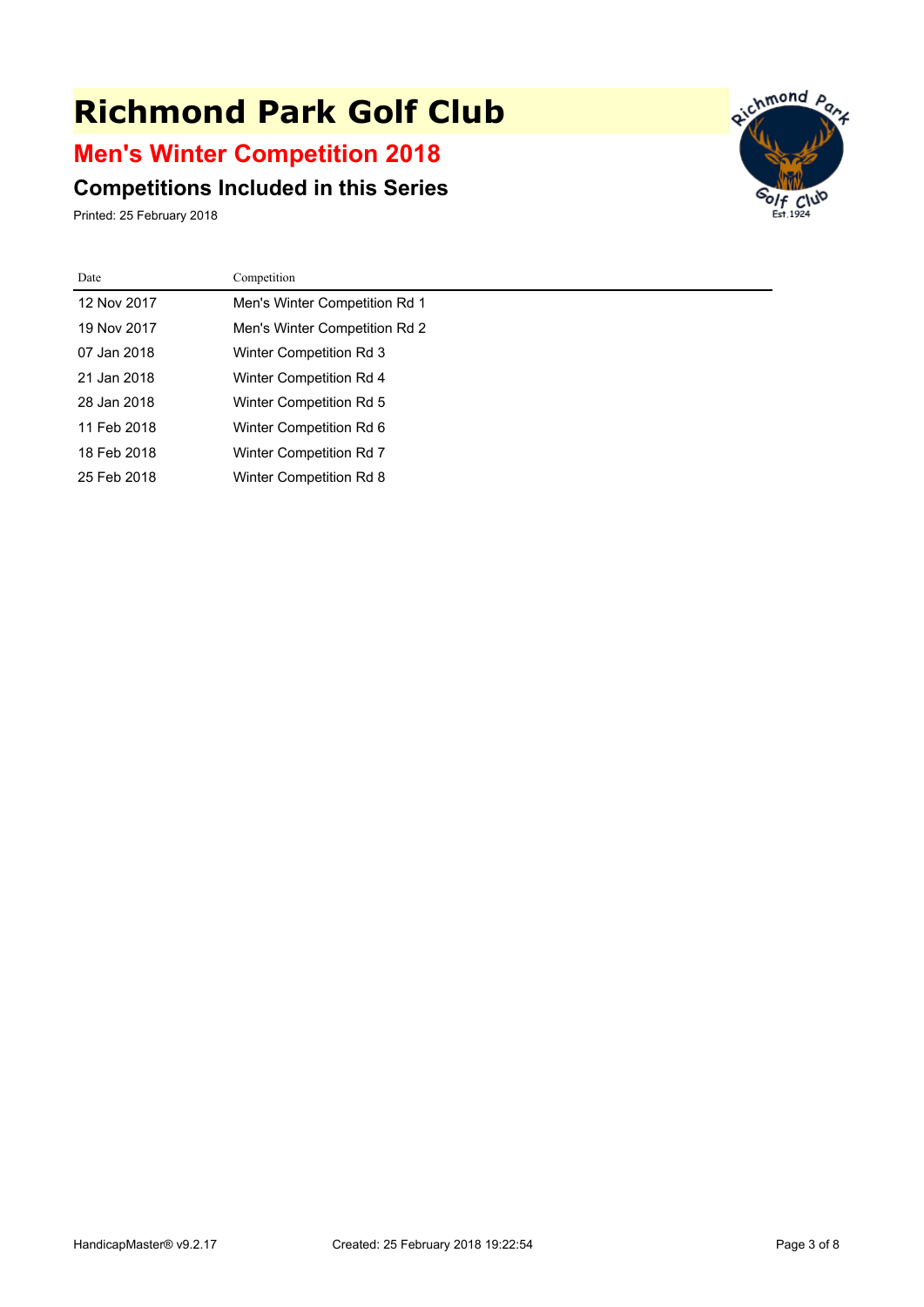# Richmond Park Golf Club

## Men's Winter Competition 2018

### Competitions Included in this Series

Printed: 25 February 2018

| Date | Competition |
|---|---|
| 12 Nov 2017 | Men's Winter Competition Rd 1 |
| 19 Nov 2017 | Men's Winter Competition Rd 2 |
| 07 Jan 2018 | Winter Competition Rd 3 |
| 21 Jan 2018 | Winter Competition Rd 4 |
| 28 Jan 2018 | Winter Competition Rd 5 |
| 11 Feb 2018 | Winter Competition Rd 6 |
| 18 Feb 2018 | Winter Competition Rd 7 |
| 25 Feb 2018 | Winter Competition Rd 8 |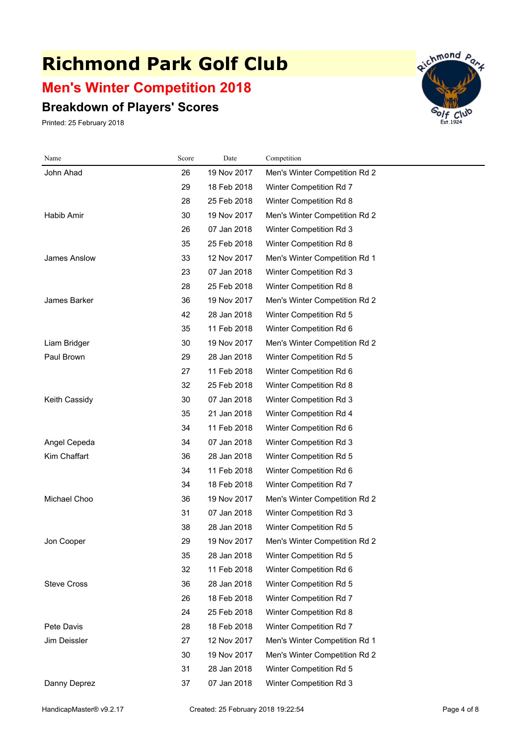# Richmond Park Golf Club

## Men's Winter Competition 2018

### Breakdown of Players' Scores

Printed: 25 February 2018

| Name | Score | Date | Competition |
|---|---|---|---|
| John Ahad | 26 | 19 Nov 2017 | Men's Winter Competition Rd 2 |
| | 29 | 18 Feb 2018 | Winter Competition Rd 7 |
| | 28 | 25 Feb 2018 | Winter Competition Rd 8 |
| Habib Amir | 30 | 19 Nov 2017 | Men's Winter Competition Rd 2 |
| | 26 | 07 Jan 2018 | Winter Competition Rd 3 |
| | 35 | 25 Feb 2018 | Winter Competition Rd 8 |
| James Anslow | 33 | 12 Nov 2017 | Men's Winter Competition Rd 1 |
| | 23 | 07 Jan 2018 | Winter Competition Rd 3 |
| | 28 | 25 Feb 2018 | Winter Competition Rd 8 |
| James Barker | 36 | 19 Nov 2017 | Men's Winter Competition Rd 2 |
| | 42 | 28 Jan 2018 | Winter Competition Rd 5 |
| | 35 | 11 Feb 2018 | Winter Competition Rd 6 |
| Liam Bridger | 30 | 19 Nov 2017 | Men's Winter Competition Rd 2 |
| Paul Brown | 29 | 28 Jan 2018 | Winter Competition Rd 5 |
| | 27 | 11 Feb 2018 | Winter Competition Rd 6 |
| | 32 | 25 Feb 2018 | Winter Competition Rd 8 |
| Keith Cassidy | 30 | 07 Jan 2018 | Winter Competition Rd 3 |
| | 35 | 21 Jan 2018 | Winter Competition Rd 4 |
| | 34 | 11 Feb 2018 | Winter Competition Rd 6 |
| Angel Cepeda | 34 | 07 Jan 2018 | Winter Competition Rd 3 |
| Kim Chaffart | 36 | 28 Jan 2018 | Winter Competition Rd 5 |
| | 34 | 11 Feb 2018 | Winter Competition Rd 6 |
| | 34 | 18 Feb 2018 | Winter Competition Rd 7 |
| Michael Choo | 36 | 19 Nov 2017 | Men's Winter Competition Rd 2 |
| | 31 | 07 Jan 2018 | Winter Competition Rd 3 |
| | 38 | 28 Jan 2018 | Winter Competition Rd 5 |
| Jon Cooper | 29 | 19 Nov 2017 | Men's Winter Competition Rd 2 |
| | 35 | 28 Jan 2018 | Winter Competition Rd 5 |
| | 32 | 11 Feb 2018 | Winter Competition Rd 6 |
| Steve Cross | 36 | 28 Jan 2018 | Winter Competition Rd 5 |
| | 26 | 18 Feb 2018 | Winter Competition Rd 7 |
| | 24 | 25 Feb 2018 | Winter Competition Rd 8 |
| Pete Davis | 28 | 18 Feb 2018 | Winter Competition Rd 7 |
| Jim Deissler | 27 | 12 Nov 2017 | Men's Winter Competition Rd 1 |
| | 30 | 19 Nov 2017 | Men's Winter Competition Rd 2 |
| | 31 | 28 Jan 2018 | Winter Competition Rd 5 |
| Danny Deprez | 37 | 07 Jan 2018 | Winter Competition Rd 3 |

HandicapMaster® v9.2.17 Created: 25 February 2018 19:22:54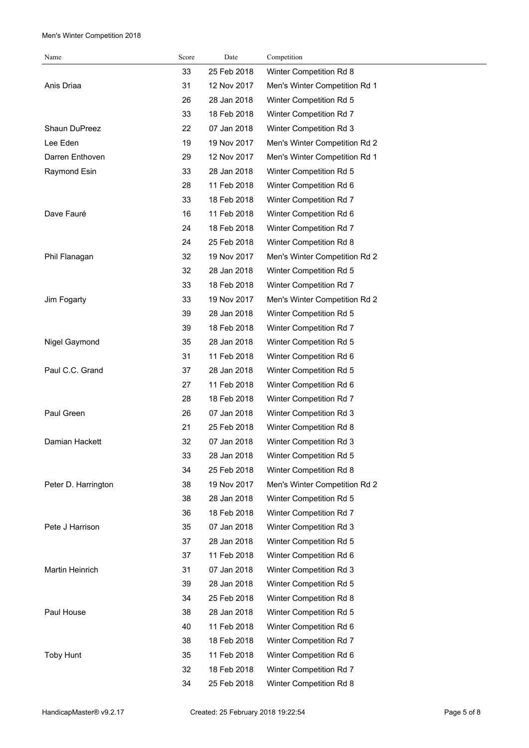| Name | Score | Date | Competition |
|---|---|---|---|
| | 33 | 25 Feb 2018 | Winter Competition Rd 8 |
| Anis Driaa | 31 | 12 Nov 2017 | Men's Winter Competition Rd 1 |
| | 26 | 28 Jan 2018 | Winter Competition Rd 5 |
| | 33 | 18 Feb 2018 | Winter Competition Rd 7 |
| Shaun DuPreez | 22 | 07 Jan 2018 | Winter Competition Rd 3 |
| Lee Eden | 19 | 19 Nov 2017 | Men's Winter Competition Rd 2 |
| Darren Enthoven | 29 | 12 Nov 2017 | Men's Winter Competition Rd 1 |
| Raymond Esin | 33 | 28 Jan 2018 | Winter Competition Rd 5 |
| | 28 | 11 Feb 2018 | Winter Competition Rd 6 |
| | 33 | 18 Feb 2018 | Winter Competition Rd 7 |
| Dave Fauré | 16 | 11 Feb 2018 | Winter Competition Rd 6 |
| | 24 | 18 Feb 2018 | Winter Competition Rd 7 |
| | 24 | 25 Feb 2018 | Winter Competition Rd 8 |
| Phil Flanagan | 32 | 19 Nov 2017 | Men's Winter Competition Rd 2 |
| | 32 | 28 Jan 2018 | Winter Competition Rd 5 |
| | 33 | 18 Feb 2018 | Winter Competition Rd 7 |
| Jim Fogarty | 33 | 19 Nov 2017 | Men's Winter Competition Rd 2 |
| | 39 | 28 Jan 2018 | Winter Competition Rd 5 |
| | 39 | 18 Feb 2018 | Winter Competition Rd 7 |
| Nigel Gaymond | 35 | 28 Jan 2018 | Winter Competition Rd 5 |
| | 31 | 11 Feb 2018 | Winter Competition Rd 6 |
| Paul C.C. Grand | 37 | 28 Jan 2018 | Winter Competition Rd 5 |
| | 27 | 11 Feb 2018 | Winter Competition Rd 6 |
| | 28 | 18 Feb 2018 | Winter Competition Rd 7 |
| Paul Green | 26 | 07 Jan 2018 | Winter Competition Rd 3 |
| | 21 | 25 Feb 2018 | Winter Competition Rd 8 |
| Damian Hackett | 32 | 07 Jan 2018 | Winter Competition Rd 3 |
| | 33 | 28 Jan 2018 | Winter Competition Rd 5 |
| | 34 | 25 Feb 2018 | Winter Competition Rd 8 |
| Peter D. Harrington | 38 | 19 Nov 2017 | Men's Winter Competition Rd 2 |
| | 38 | 28 Jan 2018 | Winter Competition Rd 5 |
| | 36 | 18 Feb 2018 | Winter Competition Rd 7 |
| Pete J Harrison | 35 | 07 Jan 2018 | Winter Competition Rd 3 |
| | 37 | 28 Jan 2018 | Winter Competition Rd 5 |
| | 37 | 11 Feb 2018 | Winter Competition Rd 6 |
| Martin Heinrich | 31 | 07 Jan 2018 | Winter Competition Rd 3 |
| | 39 | 28 Jan 2018 | Winter Competition Rd 5 |
| | 34 | 25 Feb 2018 | Winter Competition Rd 8 |
| Paul House | 38 | 28 Jan 2018 | Winter Competition Rd 5 |
| | 40 | 11 Feb 2018 | Winter Competition Rd 6 |
| | 38 | 18 Feb 2018 | Winter Competition Rd 7 |
| Toby Hunt | 35 | 11 Feb 2018 | Winter Competition Rd 6 |
| | 32 | 18 Feb 2018 | Winter Competition Rd 7 |
| | 34 | 25 Feb 2018 | Winter Competition Rd 8 |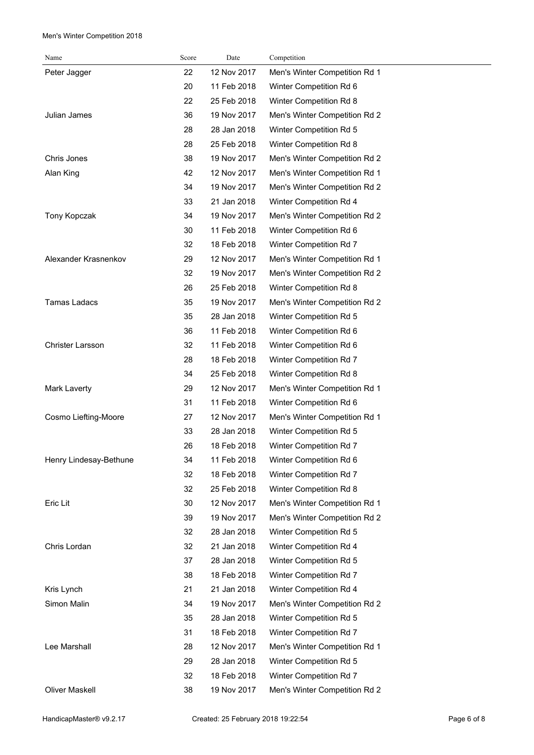| Name | Score | Date | Competition |
|---|---|---|---|
| Peter Jagger | 22 | 12 Nov 2017 | Men's Winter Competition Rd 1 |
| | 20 | 11 Feb 2018 | Winter Competition Rd 6 |
| | 22 | 25 Feb 2018 | Winter Competition Rd 8 |
| Julian James | 36 | 19 Nov 2017 | Men's Winter Competition Rd 2 |
| | 28 | 28 Jan 2018 | Winter Competition Rd 5 |
| | 28 | 25 Feb 2018 | Winter Competition Rd 8 |
| Chris Jones | 38 | 19 Nov 2017 | Men's Winter Competition Rd 2 |
| Alan King | 42 | 12 Nov 2017 | Men's Winter Competition Rd 1 |
| | 34 | 19 Nov 2017 | Men's Winter Competition Rd 2 |
| | 33 | 21 Jan 2018 | Winter Competition Rd 4 |
| Tony Kopczak | 34 | 19 Nov 2017 | Men's Winter Competition Rd 2 |
| | 30 | 11 Feb 2018 | Winter Competition Rd 6 |
| | 32 | 18 Feb 2018 | Winter Competition Rd 7 |
| Alexander Krasnenkov | 29 | 12 Nov 2017 | Men's Winter Competition Rd 1 |
| | 32 | 19 Nov 2017 | Men's Winter Competition Rd 2 |
| | 26 | 25 Feb 2018 | Winter Competition Rd 8 |
| Tamas Ladacs | 35 | 19 Nov 2017 | Men's Winter Competition Rd 2 |
| | 35 | 28 Jan 2018 | Winter Competition Rd 5 |
| | 36 | 11 Feb 2018 | Winter Competition Rd 6 |
| Christer Larsson | 32 | 11 Feb 2018 | Winter Competition Rd 6 |
| | 28 | 18 Feb 2018 | Winter Competition Rd 7 |
| | 34 | 25 Feb 2018 | Winter Competition Rd 8 |
| Mark Laverty | 29 | 12 Nov 2017 | Men's Winter Competition Rd 1 |
| | 31 | 11 Feb 2018 | Winter Competition Rd 6 |
| Cosmo Liefting-Moore | 27 | 12 Nov 2017 | Men's Winter Competition Rd 1 |
| | 33 | 28 Jan 2018 | Winter Competition Rd 5 |
| | 26 | 18 Feb 2018 | Winter Competition Rd 7 |
| Henry Lindesay-Bethune | 34 | 11 Feb 2018 | Winter Competition Rd 6 |
| | 32 | 18 Feb 2018 | Winter Competition Rd 7 |
| | 32 | 25 Feb 2018 | Winter Competition Rd 8 |
| Eric Lit | 30 | 12 Nov 2017 | Men's Winter Competition Rd 1 |
| | 39 | 19 Nov 2017 | Men's Winter Competition Rd 2 |
| | 32 | 28 Jan 2018 | Winter Competition Rd 5 |
| Chris Lordan | 32 | 21 Jan 2018 | Winter Competition Rd 4 |
| | 37 | 28 Jan 2018 | Winter Competition Rd 5 |
| | 38 | 18 Feb 2018 | Winter Competition Rd 7 |
| Kris Lynch | 21 | 21 Jan 2018 | Winter Competition Rd 4 |
| Simon Malin | 34 | 19 Nov 2017 | Men's Winter Competition Rd 2 |
| | 35 | 28 Jan 2018 | Winter Competition Rd 5 |
| | 31 | 18 Feb 2018 | Winter Competition Rd 7 |
| Lee Marshall | 28 | 12 Nov 2017 | Men's Winter Competition Rd 1 |
| | 29 | 28 Jan 2018 | Winter Competition Rd 5 |
| | 32 | 18 Feb 2018 | Winter Competition Rd 7 |
| Oliver Maskell | 38 | 19 Nov 2017 | Men's Winter Competition Rd 2 |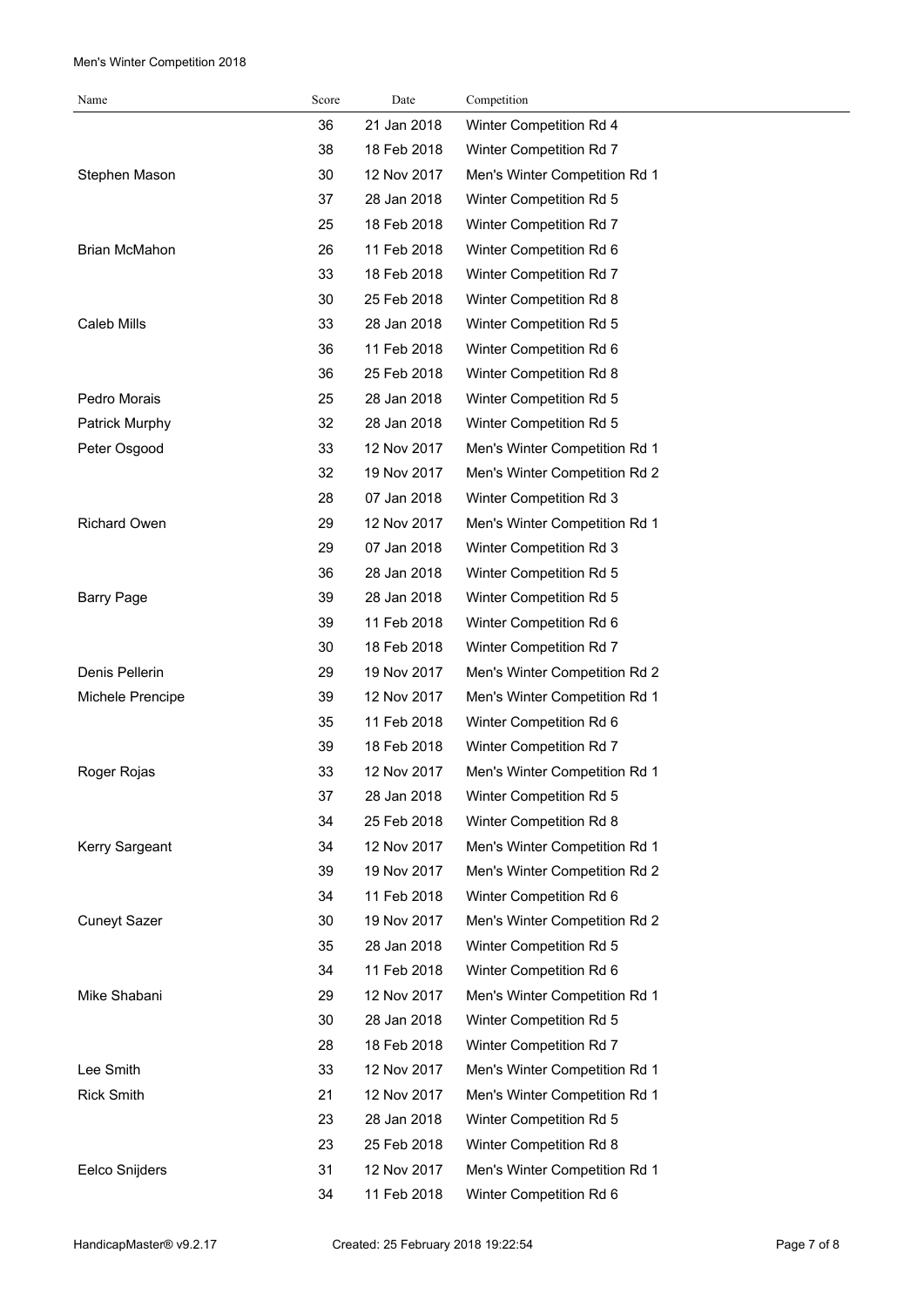| Name | Score | Date | Competition |
|---|---|---|---|
| | 36 | 21 Jan 2018 | Winter Competition Rd 4 |
| | 38 | 18 Feb 2018 | Winter Competition Rd 7 |
| Stephen Mason | 30 | 12 Nov 2017 | Men's Winter Competition Rd 1 |
| | 37 | 28 Jan 2018 | Winter Competition Rd 5 |
| | 25 | 18 Feb 2018 | Winter Competition Rd 7 |
| Brian McMahon | 26 | 11 Feb 2018 | Winter Competition Rd 6 |
| | 33 | 18 Feb 2018 | Winter Competition Rd 7 |
| | 30 | 25 Feb 2018 | Winter Competition Rd 8 |
| Caleb Mills | 33 | 28 Jan 2018 | Winter Competition Rd 5 |
| | 36 | 11 Feb 2018 | Winter Competition Rd 6 |
| | 36 | 25 Feb 2018 | Winter Competition Rd 8 |
| Pedro Morais | 25 | 28 Jan 2018 | Winter Competition Rd 5 |
| Patrick Murphy | 32 | 28 Jan 2018 | Winter Competition Rd 5 |
| Peter Osgood | 33 | 12 Nov 2017 | Men's Winter Competition Rd 1 |
| | 32 | 19 Nov 2017 | Men's Winter Competition Rd 2 |
| | 28 | 07 Jan 2018 | Winter Competition Rd 3 |
| Richard Owen | 29 | 12 Nov 2017 | Men's Winter Competition Rd 1 |
| | 29 | 07 Jan 2018 | Winter Competition Rd 3 |
| | 36 | 28 Jan 2018 | Winter Competition Rd 5 |
| Barry Page | 39 | 28 Jan 2018 | Winter Competition Rd 5 |
| | 39 | 11 Feb 2018 | Winter Competition Rd 6 |
| | 30 | 18 Feb 2018 | Winter Competition Rd 7 |
| Denis Pellerin | 29 | 19 Nov 2017 | Men's Winter Competition Rd 2 |
| Michele Prencipe | 39 | 12 Nov 2017 | Men's Winter Competition Rd 1 |
| | 35 | 11 Feb 2018 | Winter Competition Rd 6 |
| | 39 | 18 Feb 2018 | Winter Competition Rd 7 |
| Roger Rojas | 33 | 12 Nov 2017 | Men's Winter Competition Rd 1 |
| | 37 | 28 Jan 2018 | Winter Competition Rd 5 |
| | 34 | 25 Feb 2018 | Winter Competition Rd 8 |
| Kerry Sargeant | 34 | 12 Nov 2017 | Men's Winter Competition Rd 1 |
| | 39 | 19 Nov 2017 | Men's Winter Competition Rd 2 |
| | 34 | 11 Feb 2018 | Winter Competition Rd 6 |
| Cuneyt Sazer | 30 | 19 Nov 2017 | Men's Winter Competition Rd 2 |
| | 35 | 28 Jan 2018 | Winter Competition Rd 5 |
| | 34 | 11 Feb 2018 | Winter Competition Rd 6 |
| Mike Shabani | 29 | 12 Nov 2017 | Men's Winter Competition Rd 1 |
| | 30 | 28 Jan 2018 | Winter Competition Rd 5 |
| | 28 | 18 Feb 2018 | Winter Competition Rd 7 |
| Lee Smith | 33 | 12 Nov 2017 | Men's Winter Competition Rd 1 |
| Rick Smith | 21 | 12 Nov 2017 | Men's Winter Competition Rd 1 |
| | 23 | 28 Jan 2018 | Winter Competition Rd 5 |
| | 23 | 25 Feb 2018 | Winter Competition Rd 8 |
| Eelco Snijders | 31 | 12 Nov 2017 | Men's Winter Competition Rd 1 |
| | 34 | 11 Feb 2018 | Winter Competition Rd 6 |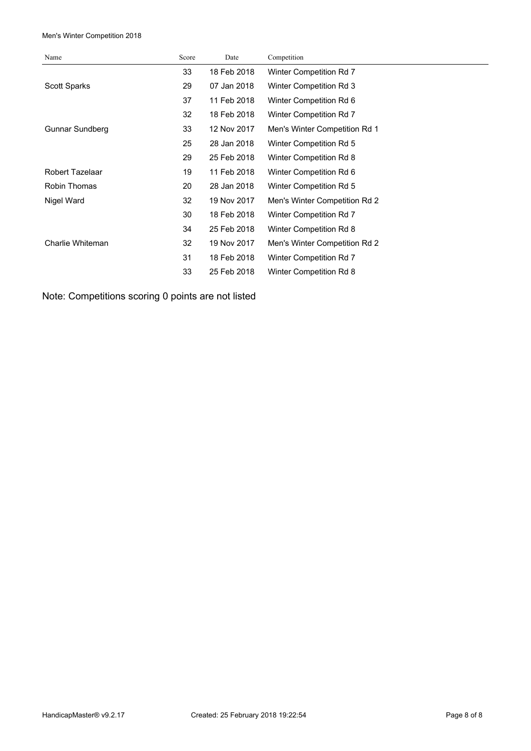Men's Winter Competition 2018

| Name | Score | Date | Competition |
| --- | --- | --- | --- |
| | 33 | 18 Feb 2018 | Winter Competition Rd 7 |
| Scott Sparks | 29 | 07 Jan 2018 | Winter Competition Rd 3 |
| | 37 | 11 Feb 2018 | Winter Competition Rd 6 |
| | 32 | 18 Feb 2018 | Winter Competition Rd 7 |
| Gunnar Sundberg | 33 | 12 Nov 2017 | Men's Winter Competition Rd 1 |
| | 25 | 28 Jan 2018 | Winter Competition Rd 5 |
| | 29 | 25 Feb 2018 | Winter Competition Rd 8 |
| Robert Tazelaar | 19 | 11 Feb 2018 | Winter Competition Rd 6 |
| Robin Thomas | 20 | 28 Jan 2018 | Winter Competition Rd 5 |
| Nigel Ward | 32 | 19 Nov 2017 | Men's Winter Competition Rd 2 |
| | 30 | 18 Feb 2018 | Winter Competition Rd 7 |
| | 34 | 25 Feb 2018 | Winter Competition Rd 8 |
| Charlie Whiteman | 32 | 19 Nov 2017 | Men's Winter Competition Rd 2 |
| | 31 | 18 Feb 2018 | Winter Competition Rd 7 |
| | 33 | 25 Feb 2018 | Winter Competition Rd 8 |

Note: Competitions scoring 0 points are not listed

HandicapMaster® v9.2.17 Created: 25 February 2018 19:22:54